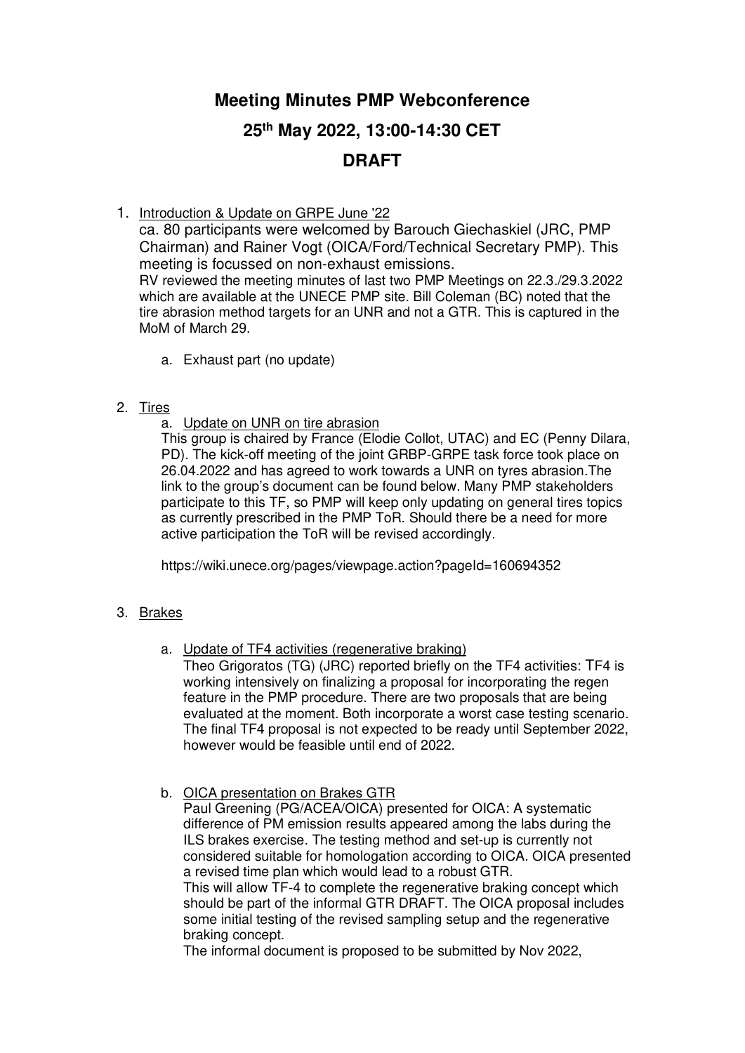# Meeting Minutes PMP Webconference

# 25th May 2022, 13:00-14:30 CET

# DRAFT

1. Introduction & Update on GRPE June '22

   ca. 80 participants were welcomed by Barouch Giechaskiel (JRC, PMP Chairman) and Rainer Vogt (OICA/Ford/Technical Secretary PMP). This meeting is focussed on non-exhaust emissions.
   RV reviewed the meeting minutes of last two PMP Meetings on 22.3./29.3.2022 which are available at the UNECE PMP site. Bill Coleman (BC) noted that the tire abrasion method targets for an UNR and not a GTR. This is captured in the MoM of March 29.

   a. Exhaust part (no update)

2. Tires

   a. Update on UNR on tire abrasion

   This group is chaired by France (Elodie Collot, UTAC) and EC (Penny Dilara, PD). The kick-off meeting of the joint GRBP-GRPE task force took place on 26.04.2022 and has agreed to work towards a UNR on tyres abrasion.The link to the group's document can be found below. Many PMP stakeholders participate to this TF, so PMP will keep only updating on general tires topics as currently prescribed in the PMP ToR. Should there be a need for more active participation the ToR will be revised accordingly.

   https://wiki.unece.org/pages/viewpage.action?pageId=160694352

3. Brakes

   a. Update of TF4 activities (regenerative braking)

   Theo Grigoratos (TG) (JRC) reported briefly on the TF4 activities: TF4 is working intensively on finalizing a proposal for incorporating the regen feature in the PMP procedure. There are two proposals that are being evaluated at the moment. Both incorporate a worst case testing scenario. The final TF4 proposal is not expected to be ready until September 2022, however would be feasible until end of 2022.

   b. OICA presentation on Brakes GTR

   Paul Greening (PG/ACEA/OICA) presented for OICA: A systematic difference of PM emission results appeared among the labs during the ILS brakes exercise. The testing method and set-up is currently not considered suitable for homologation according to OICA. OICA presented a revised time plan which would lead to a robust GTR.
   This will allow TF-4 to complete the regenerative braking concept which should be part of the informal GTR DRAFT. The OICA proposal includes some initial testing of the revised sampling setup and the regenerative braking concept.
   The informal document is proposed to be submitted by Nov 2022,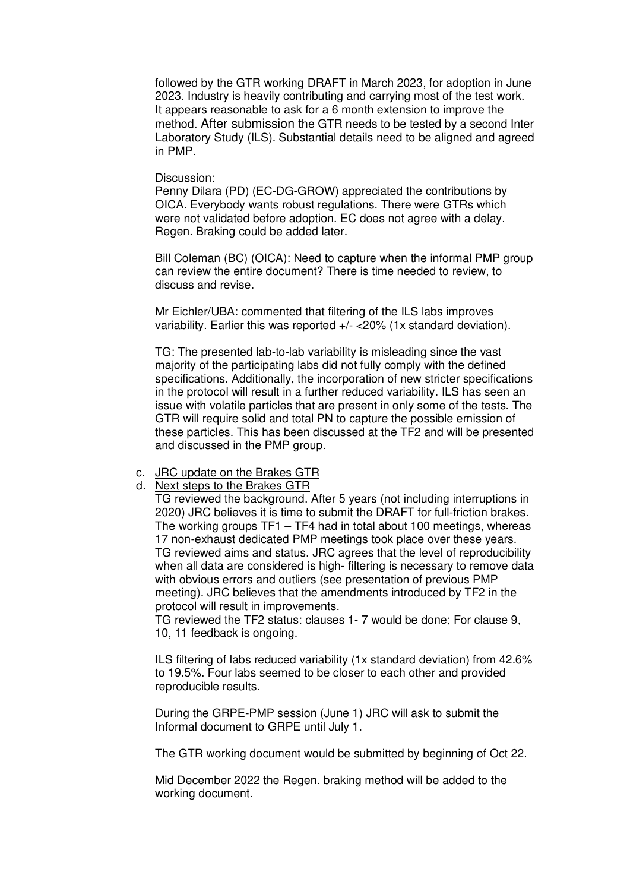followed by the GTR working DRAFT in March 2023, for adoption in June 2023. Industry is heavily contributing and carrying most of the test work. It appears reasonable to ask for a 6 month extension to improve the method. After submission the GTR needs to be tested by a second Inter Laboratory Study (ILS). Substantial details need to be aligned and agreed in PMP.

Discussion:
Penny Dilara (PD) (EC-DG-GROW) appreciated the contributions by OICA. Everybody wants robust regulations. There were GTRs which were not validated before adoption. EC does not agree with a delay. Regen. Braking could be added later.

Bill Coleman (BC) (OICA): Need to capture when the informal PMP group can review the entire document? There is time needed to review, to discuss and revise.

Mr Eichler/UBA: commented that filtering of the ILS labs improves variability. Earlier this was reported +/- <20% (1x standard deviation).

TG: The presented lab-to-lab variability is misleading since the vast majority of the participating labs did not fully comply with the defined specifications. Additionally, the incorporation of new stricter specifications in the protocol will result in a further reduced variability. ILS has seen an issue with volatile particles that are present in only some of the tests. The GTR will require solid and total PN to capture the possible emission of these particles. This has been discussed at the TF2 and will be presented and discussed in the PMP group.

c. JRC update on the Brakes GTR
d. Next steps to the Brakes GTR

TG reviewed the background. After 5 years (not including interruptions in 2020) JRC believes it is time to submit the DRAFT for full-friction brakes. The working groups TF1 – TF4 had in total about 100 meetings, whereas 17 non-exhaust dedicated PMP meetings took place over these years. TG reviewed aims and status. JRC agrees that the level of reproducibility when all data are considered is high- filtering is necessary to remove data with obvious errors and outliers (see presentation of previous PMP meeting). JRC believes that the amendments introduced by TF2 in the protocol will result in improvements.
TG reviewed the TF2 status: clauses 1- 7 would be done; For clause 9, 10, 11 feedback is ongoing.

ILS filtering of labs reduced variability (1x standard deviation) from 42.6% to 19.5%. Four labs seemed to be closer to each other and provided reproducible results.

During the GRPE-PMP session (June 1) JRC will ask to submit the Informal document to GRPE until July 1.

The GTR working document would be submitted by beginning of Oct 22.

Mid December 2022 the Regen. braking method will be added to the working document.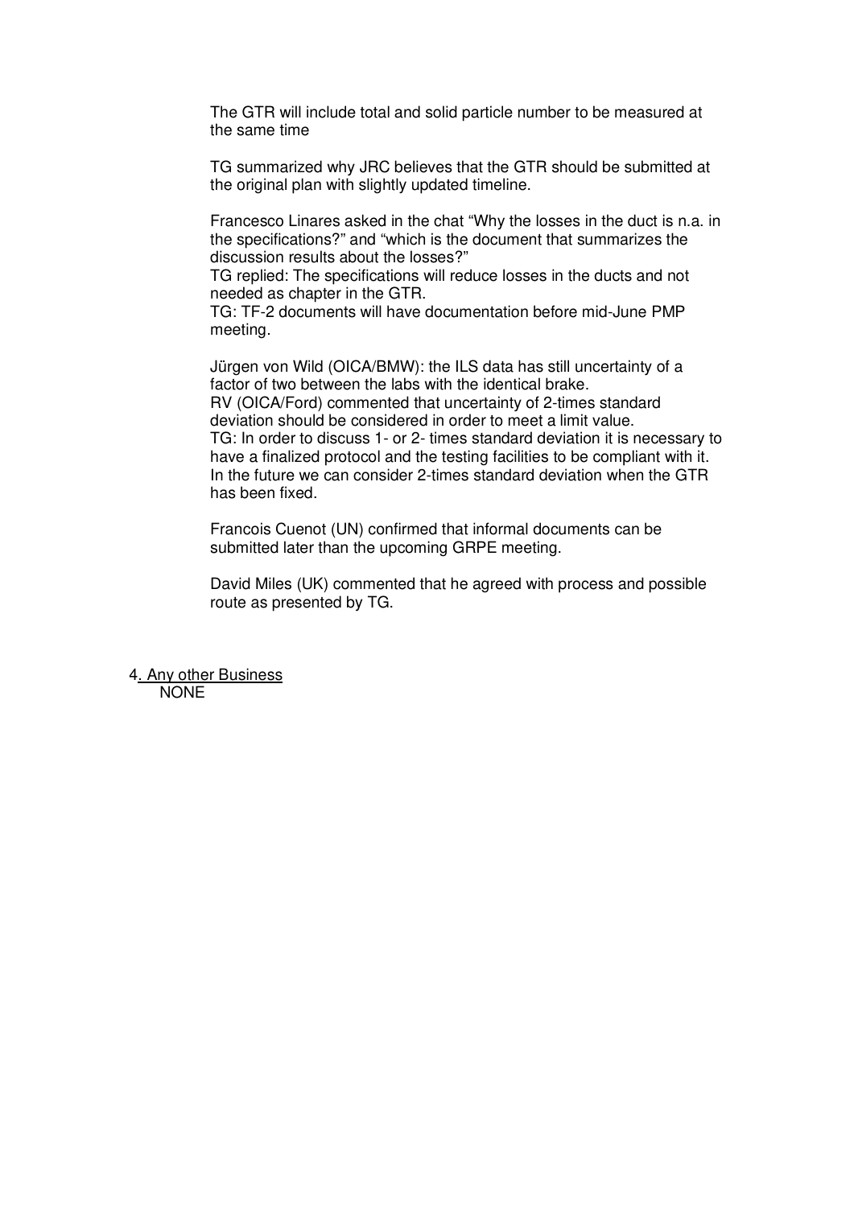The GTR will include total and solid particle number to be measured at the same time

TG summarized why JRC believes that the GTR should be submitted at the original plan with slightly updated timeline.

Francesco Linares asked in the chat “Why the losses in the duct is n.a. in the specifications?” and “which is the document that summarizes the discussion results about the losses?”
TG replied: The specifications will reduce losses in the ducts and not needed as chapter in the GTR.
TG: TF-2 documents will have documentation before mid-June PMP meeting.

Jürgen von Wild (OICA/BMW): the ILS data has still uncertainty of a factor of two between the labs with the identical brake.
RV (OICA/Ford) commented that uncertainty of 2-times standard deviation should be considered in order to meet a limit value.
TG: In order to discuss 1- or 2- times standard deviation it is necessary to have a finalized protocol and the testing facilities to be compliant with it. In the future we can consider 2-times standard deviation when the GTR has been fixed.

Francois Cuenot (UN) confirmed that informal documents can be submitted later than the upcoming GRPE meeting.

David Miles (UK) commented that he agreed with process and possible route as presented by TG.

4. Any other Business

NONE